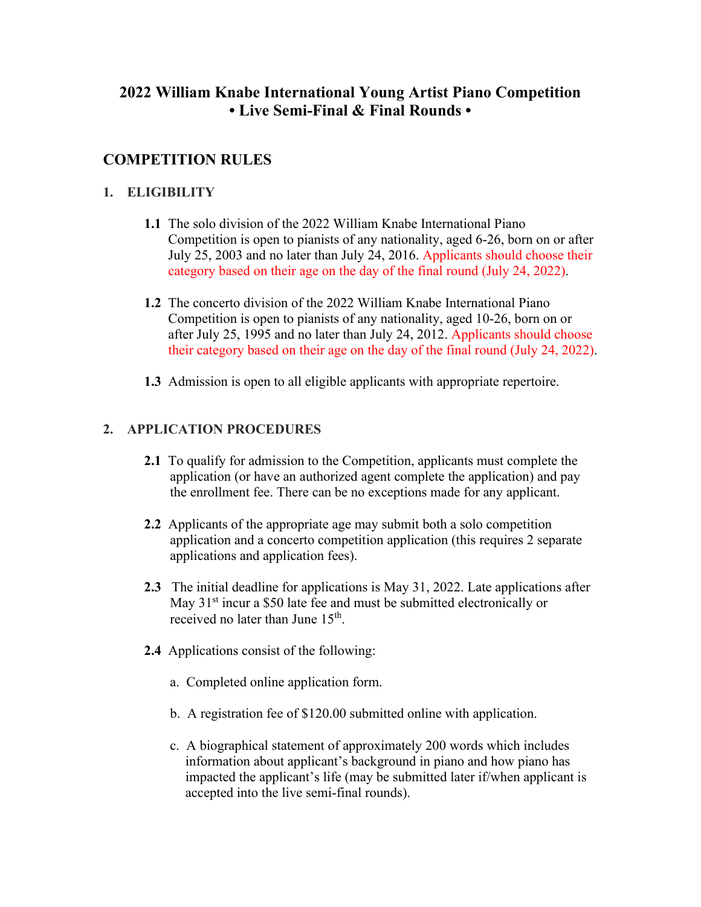# 2022 William Knabe International Young Artist Piano Competition
# • Live Semi-Final & Final Rounds •

## COMPETITION RULES

### 1. ELIGIBILITY

**1.1** The solo division of the 2022 William Knabe International Piano Competition is open to pianists of any nationality, aged 6-26, born on or after July 25, 2003 and no later than July 24, 2016. Applicants should choose their category based on their age on the day of the final round (July 24, 2022).

**1.2** The concerto division of the 2022 William Knabe International Piano Competition is open to pianists of any nationality, aged 10-26, born on or after July 25, 1995 and no later than July 24, 2012. Applicants should choose their category based on their age on the day of the final round (July 24, 2022).

**1.3** Admission is open to all eligible applicants with appropriate repertoire.

### 2. APPLICATION PROCEDURES

**2.1** To qualify for admission to the Competition, applicants must complete the application (or have an authorized agent complete the application) and pay the enrollment fee. There can be no exceptions made for any applicant.

**2.2** Applicants of the appropriate age may submit both a solo competition application and a concerto competition application (this requires 2 separate applications and application fees).

**2.3** The initial deadline for applications is May 31, 2022. Late applications after May 31st incur a $50 late fee and must be submitted electronically or received no later than June 15th.

**2.4** Applications consist of the following:

a. Completed online application form.

b. A registration fee of $120.00 submitted online with application.

c. A biographical statement of approximately 200 words which includes information about applicant's background in piano and how piano has impacted the applicant's life (may be submitted later if/when applicant is accepted into the live semi-final rounds).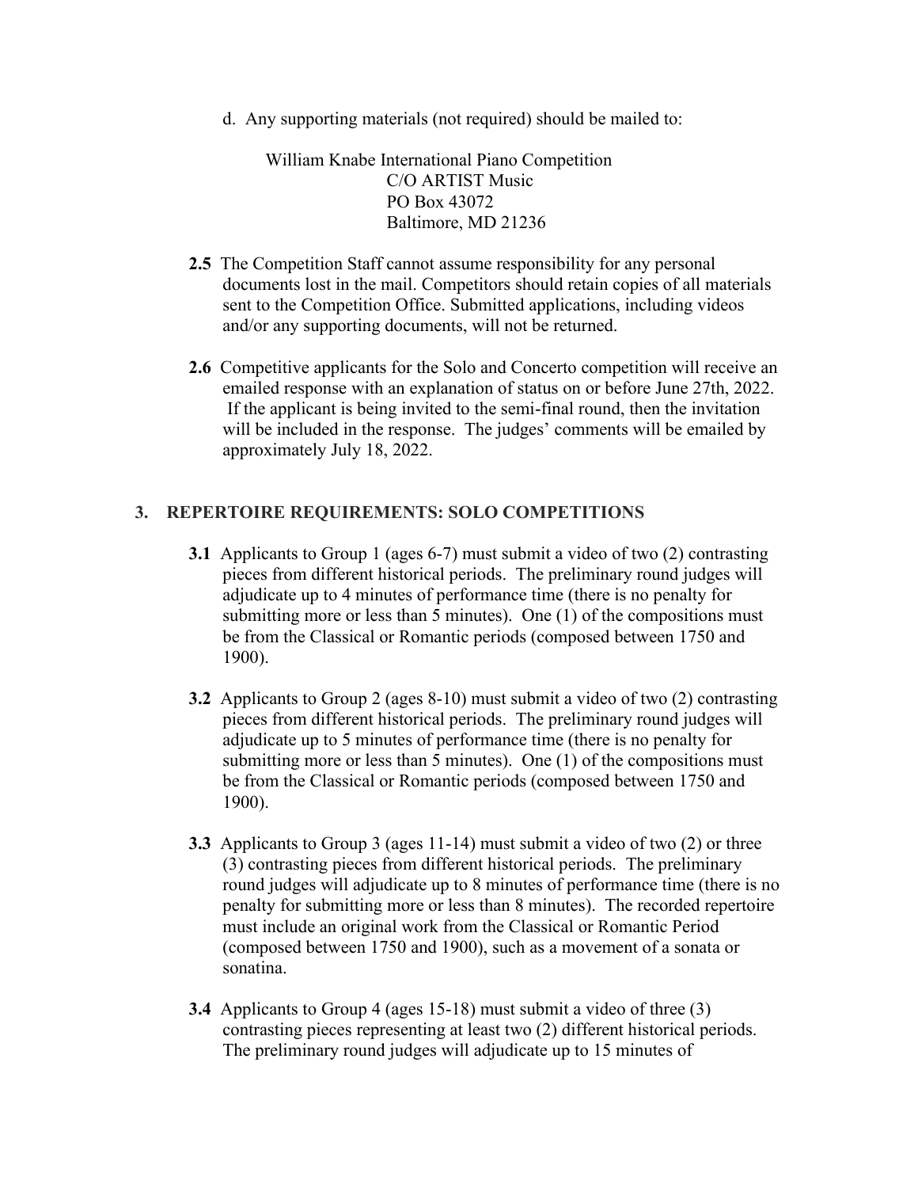d. Any supporting materials (not required) should be mailed to:

William Knabe International Piano Competition
C/O ARTIST Music
PO Box 43072
Baltimore, MD 21236

**2.5** The Competition Staff cannot assume responsibility for any personal documents lost in the mail. Competitors should retain copies of all materials sent to the Competition Office. Submitted applications, including videos and/or any supporting documents, will not be returned.

**2.6** Competitive applicants for the Solo and Concerto competition will receive an emailed response with an explanation of status on or before June 27th, 2022. If the applicant is being invited to the semi-final round, then the invitation will be included in the response. The judges' comments will be emailed by approximately July 18, 2022.

## 3. REPERTOIRE REQUIREMENTS: SOLO COMPETITIONS

**3.1** Applicants to Group 1 (ages 6-7) must submit a video of two (2) contrasting pieces from different historical periods. The preliminary round judges will adjudicate up to 4 minutes of performance time (there is no penalty for submitting more or less than 5 minutes). One (1) of the compositions must be from the Classical or Romantic periods (composed between 1750 and 1900).

**3.2** Applicants to Group 2 (ages 8-10) must submit a video of two (2) contrasting pieces from different historical periods. The preliminary round judges will adjudicate up to 5 minutes of performance time (there is no penalty for submitting more or less than 5 minutes). One (1) of the compositions must be from the Classical or Romantic periods (composed between 1750 and 1900).

**3.3** Applicants to Group 3 (ages 11-14) must submit a video of two (2) or three (3) contrasting pieces from different historical periods. The preliminary round judges will adjudicate up to 8 minutes of performance time (there is no penalty for submitting more or less than 8 minutes). The recorded repertoire must include an original work from the Classical or Romantic Period (composed between 1750 and 1900), such as a movement of a sonata or sonatina.

**3.4** Applicants to Group 4 (ages 15-18) must submit a video of three (3) contrasting pieces representing at least two (2) different historical periods. The preliminary round judges will adjudicate up to 15 minutes of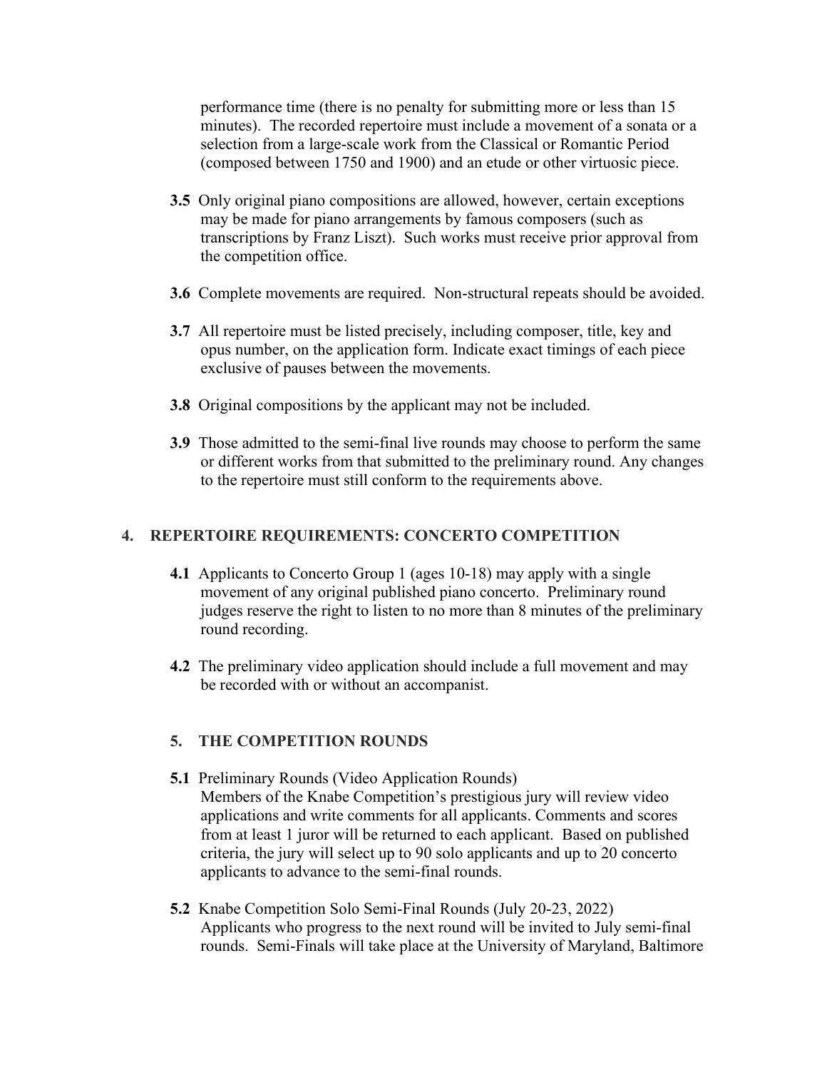performance time (there is no penalty for submitting more or less than 15 minutes). The recorded repertoire must include a movement of a sonata or a selection from a large-scale work from the Classical or Romantic Period (composed between 1750 and 1900) and an etude or other virtuosic piece.

**3.5** Only original piano compositions are allowed, however, certain exceptions may be made for piano arrangements by famous composers (such as transcriptions by Franz Liszt). Such works must receive prior approval from the competition office.

**3.6** Complete movements are required. Non-structural repeats should be avoided.

**3.7** All repertoire must be listed precisely, including composer, title, key and opus number, on the application form. Indicate exact timings of each piece exclusive of pauses between the movements.

**3.8** Original compositions by the applicant may not be included.

**3.9** Those admitted to the semi-final live rounds may choose to perform the same or different works from that submitted to the preliminary round. Any changes to the repertoire must still conform to the requirements above.

## 4. REPERTOIRE REQUIREMENTS: CONCERTO COMPETITION

**4.1** Applicants to Concerto Group 1 (ages 10-18) may apply with a single movement of any original published piano concerto. Preliminary round judges reserve the right to listen to no more than 8 minutes of the preliminary round recording.

**4.2** The preliminary video application should include a full movement and may be recorded with or without an accompanist.

## 5. THE COMPETITION ROUNDS

**5.1** Preliminary Rounds (Video Application Rounds)
Members of the Knabe Competition's prestigious jury will review video applications and write comments for all applicants. Comments and scores from at least 1 juror will be returned to each applicant. Based on published criteria, the jury will select up to 90 solo applicants and up to 20 concerto applicants to advance to the semi-final rounds.

**5.2** Knabe Competition Solo Semi-Final Rounds (July 20-23, 2022)
Applicants who progress to the next round will be invited to July semi-final rounds. Semi-Finals will take place at the University of Maryland, Baltimore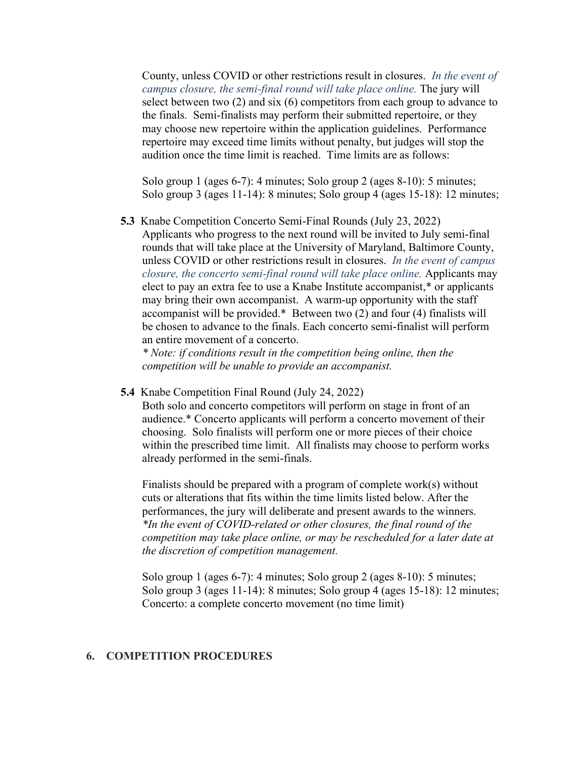County, unless COVID or other restrictions result in closures. *In the event of campus closure, the semi-final round will take place online.* The jury will select between two (2) and six (6) competitors from each group to advance to the finals. Semi-finalists may perform their submitted repertoire, or they may choose new repertoire within the application guidelines. Performance repertoire may exceed time limits without penalty, but judges will stop the audition once the time limit is reached. Time limits are as follows:

Solo group 1 (ages 6-7): 4 minutes; Solo group 2 (ages 8-10): 5 minutes; Solo group 3 (ages 11-14): 8 minutes; Solo group 4 (ages 15-18): 12 minutes;

**5.3** Knabe Competition Concerto Semi-Final Rounds (July 23, 2022)

Applicants who progress to the next round will be invited to July semi-final rounds that will take place at the University of Maryland, Baltimore County, unless COVID or other restrictions result in closures. *In the event of campus closure, the concerto semi-final round will take place online.* Applicants may elect to pay an extra fee to use a Knabe Institute accompanist,* or applicants may bring their own accompanist. A warm-up opportunity with the staff accompanist will be provided.* Between two (2) and four (4) finalists will be chosen to advance to the finals. Each concerto semi-finalist will perform an entire movement of a concerto.

*\* Note: if conditions result in the competition being online, then the competition will be unable to provide an accompanist.*

**5.4** Knabe Competition Final Round (July 24, 2022)

Both solo and concerto competitors will perform on stage in front of an audience.* Concerto applicants will perform a concerto movement of their choosing. Solo finalists will perform one or more pieces of their choice within the prescribed time limit. All finalists may choose to perform works already performed in the semi-finals.

Finalists should be prepared with a program of complete work(s) without cuts or alterations that fits within the time limits listed below. After the performances, the jury will deliberate and present awards to the winners. *\*In the event of COVID-related or other closures, the final round of the competition may take place online, or may be rescheduled for a later date at the discretion of competition management.*

Solo group 1 (ages 6-7): 4 minutes; Solo group 2 (ages 8-10): 5 minutes; Solo group 3 (ages 11-14): 8 minutes; Solo group 4 (ages 15-18): 12 minutes; Concerto: a complete concerto movement (no time limit)

## 6. COMPETITION PROCEDURES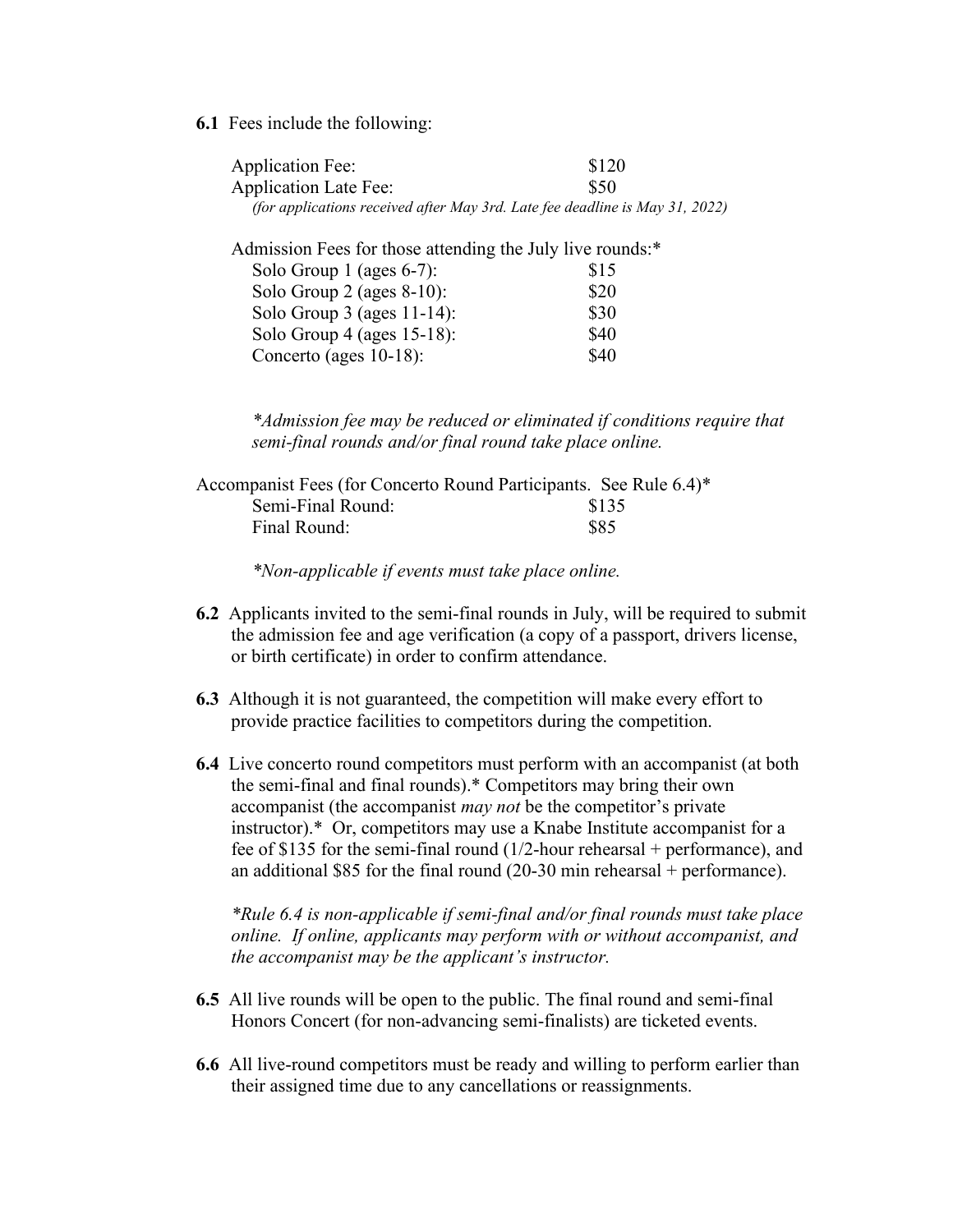**6.1** Fees include the following:

| | |
|---|---|
| Application Fee: | $120 |
| Application Late Fee: | $50 |

*(for applications received after May 3rd. Late fee deadline is May 31, 2022)*

Admission Fees for those attending the July live rounds:*

| | |
|---|---|
| Solo Group 1 (ages 6-7): | $15 |
| Solo Group 2 (ages 8-10): | $20 |
| Solo Group 3 (ages 11-14): | $30 |
| Solo Group 4 (ages 15-18): | $40 |
| Concerto (ages 10-18): | $40 |

*\*Admission fee may be reduced or eliminated if conditions require that semi-final rounds and/or final round take place online.*

Accompanist Fees (for Concerto Round Participants. See Rule 6.4)*

| | |
|---|---|
| Semi-Final Round: | $135 |
| Final Round: | $85 |

*\*Non-applicable if events must take place online.*

**6.2** Applicants invited to the semi-final rounds in July, will be required to submit the admission fee and age verification (a copy of a passport, drivers license, or birth certificate) in order to confirm attendance.

**6.3** Although it is not guaranteed, the competition will make every effort to provide practice facilities to competitors during the competition.

**6.4** Live concerto round competitors must perform with an accompanist (at both the semi-final and final rounds).* Competitors may bring their own accompanist (the accompanist *may not* be the competitor's private instructor).* Or, competitors may use a Knabe Institute accompanist for a fee of $135 for the semi-final round (1/2-hour rehearsal + performance), and an additional $85 for the final round (20-30 min rehearsal + performance).

*\*Rule 6.4 is non-applicable if semi-final and/or final rounds must take place online. If online, applicants may perform with or without accompanist, and the accompanist may be the applicant's instructor.*

**6.5** All live rounds will be open to the public. The final round and semi-final Honors Concert (for non-advancing semi-finalists) are ticketed events.

**6.6** All live-round competitors must be ready and willing to perform earlier than their assigned time due to any cancellations or reassignments.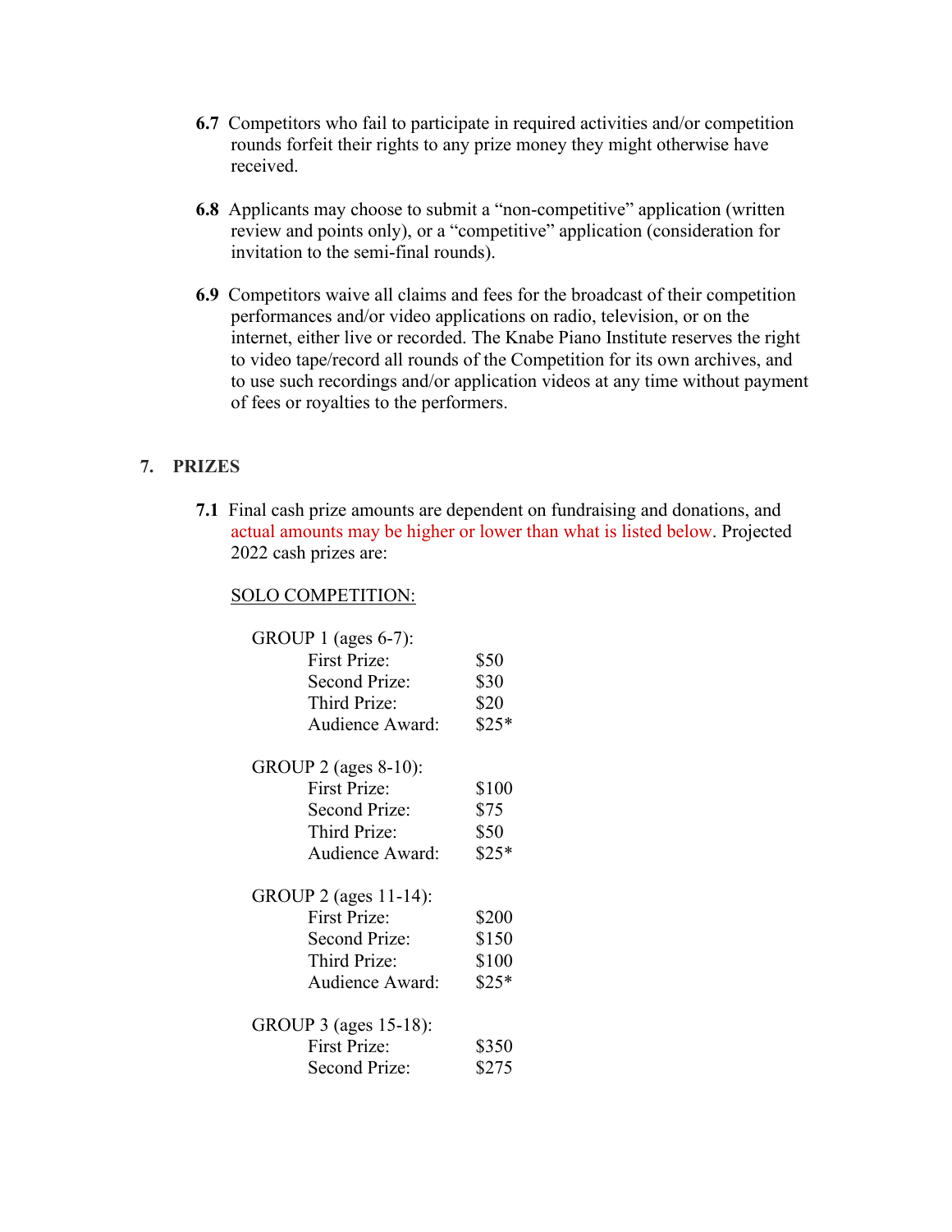**6.7** Competitors who fail to participate in required activities and/or competition rounds forfeit their rights to any prize money they might otherwise have received.

**6.8** Applicants may choose to submit a "non-competitive" application (written review and points only), or a "competitive" application (consideration for invitation to the semi-final rounds).

**6.9** Competitors waive all claims and fees for the broadcast of their competition performances and/or video applications on radio, television, or on the internet, either live or recorded. The Knabe Piano Institute reserves the right to video tape/record all rounds of the Competition for its own archives, and to use such recordings and/or application videos at any time without payment of fees or royalties to the performers.

## 7. PRIZES

**7.1** Final cash prize amounts are dependent on fundraising and donations, and actual amounts may be higher or lower than what is listed below. Projected 2022 cash prizes are:

<u>SOLO COMPETITION:</u>

GROUP 1 (ages 6-7):

| | |
|---|---|
| First Prize: | $50 |
| Second Prize: | $30 |
| Third Prize: | $20 |
| Audience Award: | $25* |

GROUP 2 (ages 8-10):

| | |
|---|---|
| First Prize: | $100 |
| Second Prize: | $75 |
| Third Prize: | $50 |
| Audience Award: | $25* |

GROUP 2 (ages 11-14):

| | |
|---|---|
| First Prize: | $200 |
| Second Prize: | $150 |
| Third Prize: | $100 |
| Audience Award: | $25* |

GROUP 3 (ages 15-18):

| | |
|---|---|
| First Prize: | $350 |
| Second Prize: | $275 |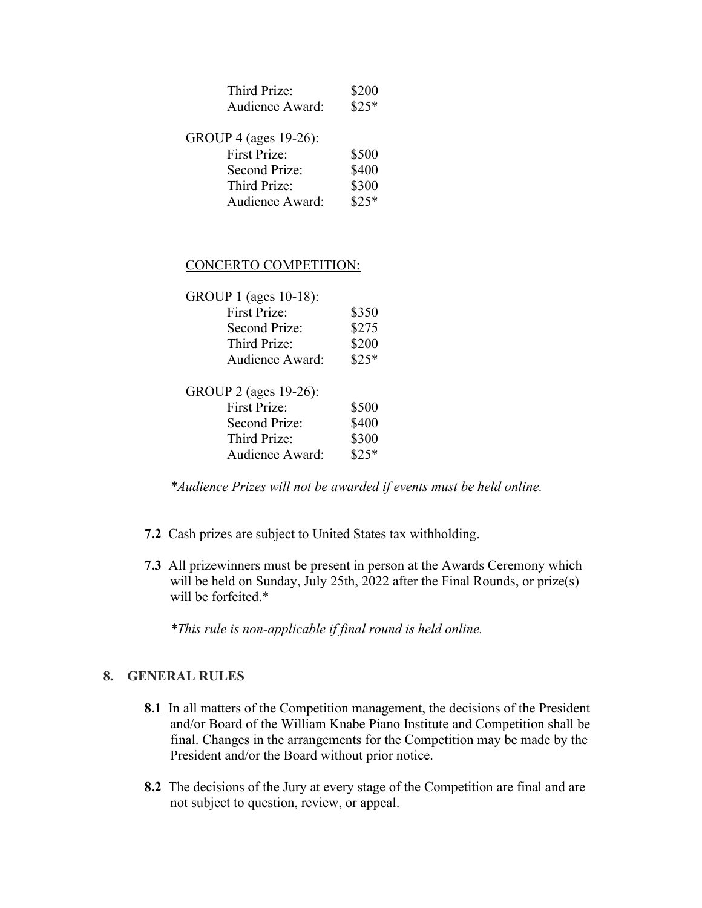Third Prize: $200
Audience Award: $25*

GROUP 4 (ages 19-26):
First Prize: $500
Second Prize: $400
Third Prize: $300
Audience Award: $25*

<u>CONCERTO COMPETITION:</u>

GROUP 1 (ages 10-18):
First Prize: $350
Second Prize: $275
Third Prize: $200
Audience Award: $25*

GROUP 2 (ages 19-26):
First Prize: $500
Second Prize: $400
Third Prize: $300
Audience Award: $25*

*\*Audience Prizes will not be awarded if events must be held online.*

**7.2** Cash prizes are subject to United States tax withholding.

**7.3** All prizewinners must be present in person at the Awards Ceremony which will be held on Sunday, July 25th, 2022 after the Final Rounds, or prize(s) will be forfeited.*

*\*This rule is non-applicable if final round is held online.*

## 8. GENERAL RULES

**8.1** In all matters of the Competition management, the decisions of the President and/or Board of the William Knabe Piano Institute and Competition shall be final. Changes in the arrangements for the Competition may be made by the President and/or the Board without prior notice.

**8.2** The decisions of the Jury at every stage of the Competition are final and are not subject to question, review, or appeal.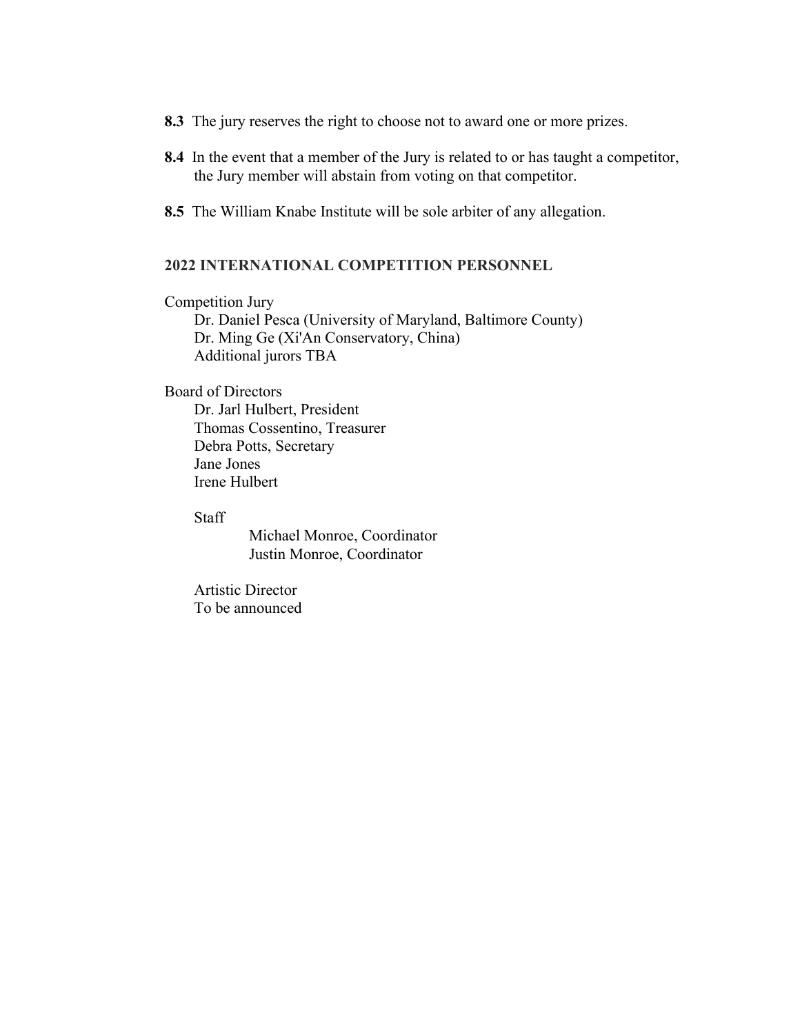**8.3** The jury reserves the right to choose not to award one or more prizes.

**8.4** In the event that a member of the Jury is related to or has taught a competitor, the Jury member will abstain from voting on that competitor.

**8.5** The William Knabe Institute will be sole arbiter of any allegation.

## 2022 INTERNATIONAL COMPETITION PERSONNEL

Competition Jury

Dr. Daniel Pesca (University of Maryland, Baltimore County)
Dr. Ming Ge (Xi'An Conservatory, China)
Additional jurors TBA

Board of Directors

Dr. Jarl Hulbert, President
Thomas Cossentino, Treasurer
Debra Potts, Secretary
Jane Jones
Irene Hulbert

Staff

Michael Monroe, Coordinator
Justin Monroe, Coordinator

Artistic Director
To be announced